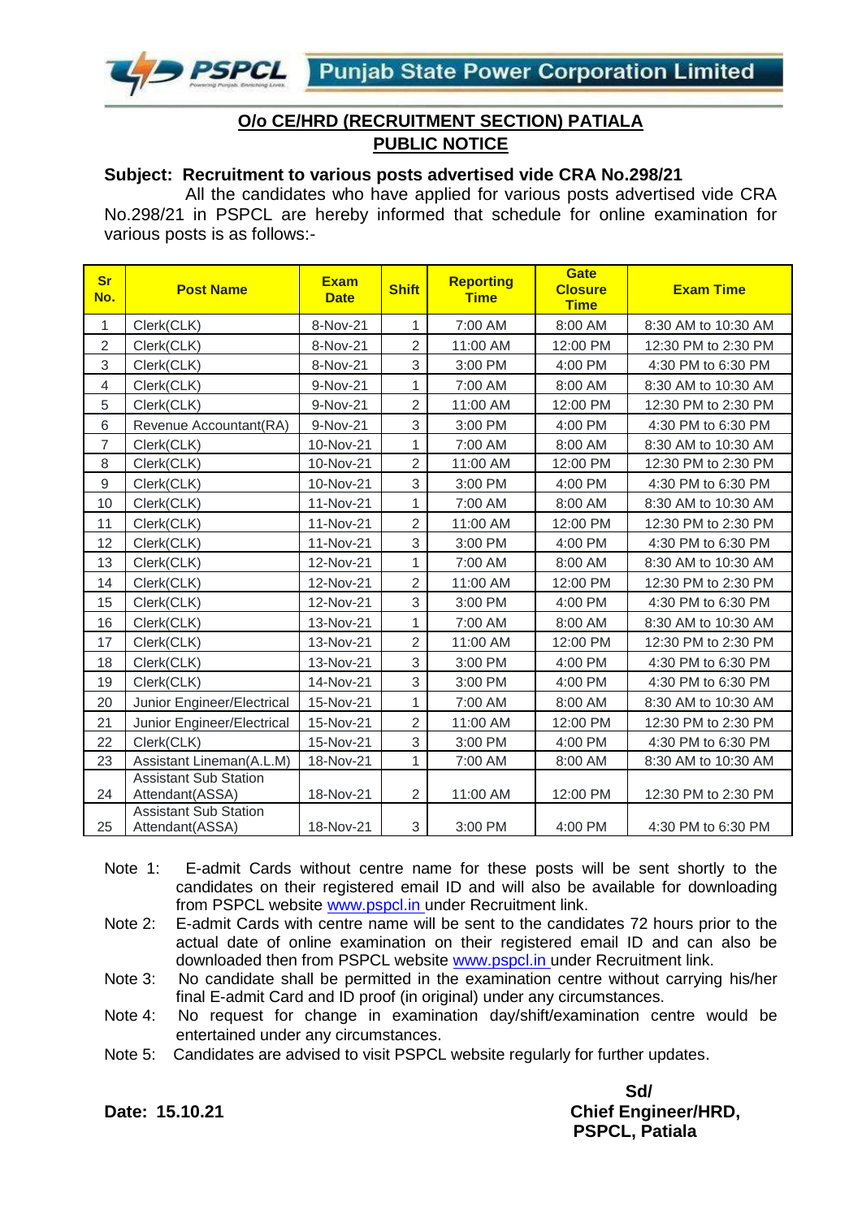PSPCL Punjab State Power Corporation Limited

## O/o CE/HRD (RECRUITMENT SECTION) PATIALA
## PUBLIC NOTICE

**Subject: Recruitment to various posts advertised vide CRA No.298/21**

All the candidates who have applied for various posts advertised vide CRA No.298/21 in PSPCL are hereby informed that schedule for online examination for various posts is as follows:-

| Sr No. | Post Name | Exam Date | Shift | Reporting Time | Gate Closure Time | Exam Time |
|---|---|---|---|---|---|---|
| 1 | Clerk(CLK) | 8-Nov-21 | 1 | 7:00 AM | 8:00 AM | 8:30 AM to 10:30 AM |
| 2 | Clerk(CLK) | 8-Nov-21 | 2 | 11:00 AM | 12:00 PM | 12:30 PM to 2:30 PM |
| 3 | Clerk(CLK) | 8-Nov-21 | 3 | 3:00 PM | 4:00 PM | 4:30 PM to 6:30 PM |
| 4 | Clerk(CLK) | 9-Nov-21 | 1 | 7:00 AM | 8:00 AM | 8:30 AM to 10:30 AM |
| 5 | Clerk(CLK) | 9-Nov-21 | 2 | 11:00 AM | 12:00 PM | 12:30 PM to 2:30 PM |
| 6 | Revenue Accountant(RA) | 9-Nov-21 | 3 | 3:00 PM | 4:00 PM | 4:30 PM to 6:30 PM |
| 7 | Clerk(CLK) | 10-Nov-21 | 1 | 7:00 AM | 8:00 AM | 8:30 AM to 10:30 AM |
| 8 | Clerk(CLK) | 10-Nov-21 | 2 | 11:00 AM | 12:00 PM | 12:30 PM to 2:30 PM |
| 9 | Clerk(CLK) | 10-Nov-21 | 3 | 3:00 PM | 4:00 PM | 4:30 PM to 6:30 PM |
| 10 | Clerk(CLK) | 11-Nov-21 | 1 | 7:00 AM | 8:00 AM | 8:30 AM to 10:30 AM |
| 11 | Clerk(CLK) | 11-Nov-21 | 2 | 11:00 AM | 12:00 PM | 12:30 PM to 2:30 PM |
| 12 | Clerk(CLK) | 11-Nov-21 | 3 | 3:00 PM | 4:00 PM | 4:30 PM to 6:30 PM |
| 13 | Clerk(CLK) | 12-Nov-21 | 1 | 7:00 AM | 8:00 AM | 8:30 AM to 10:30 AM |
| 14 | Clerk(CLK) | 12-Nov-21 | 2 | 11:00 AM | 12:00 PM | 12:30 PM to 2:30 PM |
| 15 | Clerk(CLK) | 12-Nov-21 | 3 | 3:00 PM | 4:00 PM | 4:30 PM to 6:30 PM |
| 16 | Clerk(CLK) | 13-Nov-21 | 1 | 7:00 AM | 8:00 AM | 8:30 AM to 10:30 AM |
| 17 | Clerk(CLK) | 13-Nov-21 | 2 | 11:00 AM | 12:00 PM | 12:30 PM to 2:30 PM |
| 18 | Clerk(CLK) | 13-Nov-21 | 3 | 3:00 PM | 4:00 PM | 4:30 PM to 6:30 PM |
| 19 | Clerk(CLK) | 14-Nov-21 | 3 | 3:00 PM | 4:00 PM | 4:30 PM to 6:30 PM |
| 20 | Junior Engineer/Electrical | 15-Nov-21 | 1 | 7:00 AM | 8:00 AM | 8:30 AM to 10:30 AM |
| 21 | Junior Engineer/Electrical | 15-Nov-21 | 2 | 11:00 AM | 12:00 PM | 12:30 PM to 2:30 PM |
| 22 | Clerk(CLK) | 15-Nov-21 | 3 | 3:00 PM | 4:00 PM | 4:30 PM to 6:30 PM |
| 23 | Assistant Lineman(A.L.M) | 18-Nov-21 | 1 | 7:00 AM | 8:00 AM | 8:30 AM to 10:30 AM |
| 24 | Assistant Sub Station Attendant(ASSA) | 18-Nov-21 | 2 | 11:00 AM | 12:00 PM | 12:30 PM to 2:30 PM |
| 25 | Assistant Sub Station Attendant(ASSA) | 18-Nov-21 | 3 | 3:00 PM | 4:00 PM | 4:30 PM to 6:30 PM |

Note 1: E-admit Cards without centre name for these posts will be sent shortly to the candidates on their registered email ID and will also be available for downloading from PSPCL website www.pspcl.in under Recruitment link.

Note 2: E-admit Cards with centre name will be sent to the candidates 72 hours prior to the actual date of online examination on their registered email ID and can also be downloaded then from PSPCL website www.pspcl.in under Recruitment link.

Note 3: No candidate shall be permitted in the examination centre without carrying his/her final E-admit Card and ID proof (in original) under any circumstances.

Note 4: No request for change in examination day/shift/examination centre would be entertained under any circumstances.

Note 5: Candidates are advised to visit PSPCL website regularly for further updates.

**Date: 15.10.21**

**Sd/**
**Chief Engineer/HRD,**
**PSPCL, Patiala**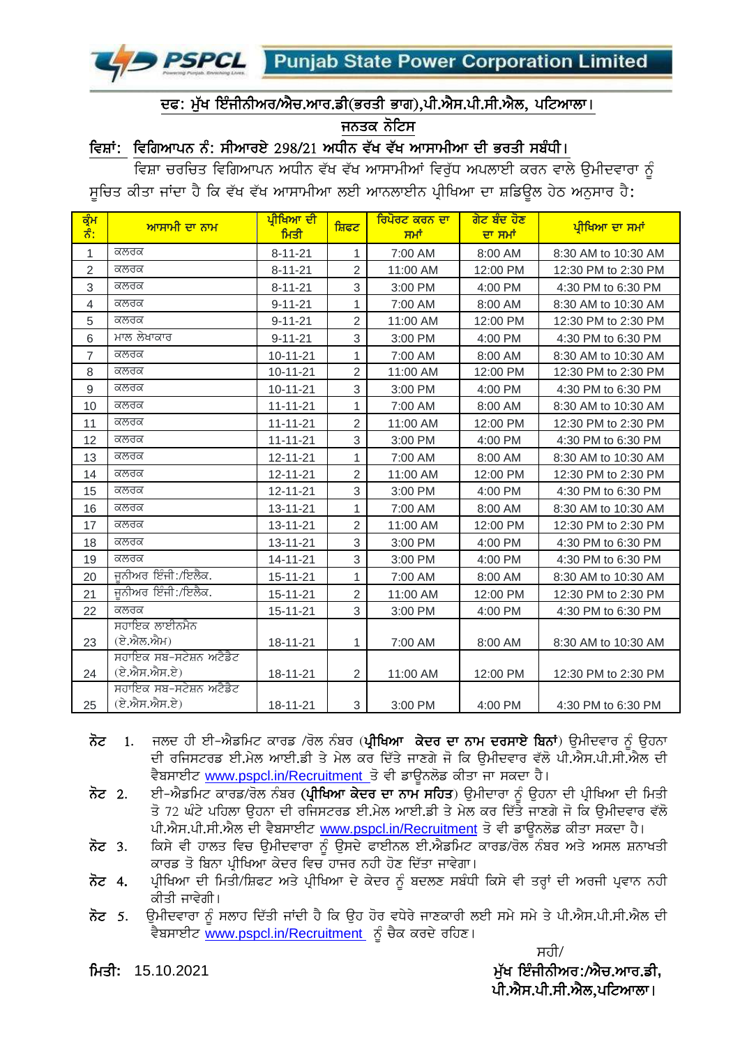PSPCL Punjab State Power Corporation Limited

## ਦਫ: ਮੁੱਖ ਇੰਜੀਨੀਅਰ/ਐਚ.ਆਰ.ਡੀ(ਭਰਤੀ ਭਾਗ),ਪੀ.ਐਸ.ਪੀ.ਸੀ.ਐਲ, ਪਟਿਆਲਾ।

### ਜਨਤਕ ਨੋਟਿਸ

**ਵਿਸ਼ਾਂ: ਵਿਗਿਆਪਨ ਨੰ: ਸੀਆਰਏ 298/21 ਅਧੀਨ ਵੱਖ ਵੱਖ ਆਸਾਮੀਆ ਦੀ ਭਰਤੀ ਸਬੰਧੀ।**

ਵਿਸ਼ਾ ਚਰਚਿਤ ਵਿਗਿਆਪਨ ਅਧੀਨ ਵੱਖ ਵੱਖ ਆਸਾਮੀਆਂ ਵਿਰੁੱਧ ਅਪਲਾਈ ਕਰਨ ਵਾਲੇ ਉਮੀਦਵਾਰਾ ਨੂੰ ਸੂਚਿਤ ਕੀਤਾ ਜਾਂਦਾ ਹੈ ਕਿ ਵੱਖ ਵੱਖ ਆਸਾਮੀਆ ਲਈ ਆਨਲਾਈਨ ਪ੍ਰੀਖਿਆ ਦਾ ਸ਼ਡਿਊਲ ਹੇਠ ਅਨੁਸਾਰ ਹੈ:

| ਕ੍ਰੰਮ ਨੰ: | ਆਸਾਮੀ ਦਾ ਨਾਮ | ਪ੍ਰੀਖਿਆ ਦੀ ਮਿਤੀ | ਸ਼ਿਫਟ | ਰਿਪੋਰਟ ਕਰਨ ਦਾ ਸਮਾਂ | ਗੇਟ ਬੰਦ ਹੋਣ ਦਾ ਸਮਾਂ | ਪ੍ਰੀਖਿਆ ਦਾ ਸਮਾਂ |
|---|---|---|---|---|---|---|
| 1 | ਕਲਰਕ | 8-11-21 | 1 | 7:00 AM | 8:00 AM | 8:30 AM to 10:30 AM |
| 2 | ਕਲਰਕ | 8-11-21 | 2 | 11:00 AM | 12:00 PM | 12:30 PM to 2:30 PM |
| 3 | ਕਲਰਕ | 8-11-21 | 3 | 3:00 PM | 4:00 PM | 4:30 PM to 6:30 PM |
| 4 | ਕਲਰਕ | 9-11-21 | 1 | 7:00 AM | 8:00 AM | 8:30 AM to 10:30 AM |
| 5 | ਕਲਰਕ | 9-11-21 | 2 | 11:00 AM | 12:00 PM | 12:30 PM to 2:30 PM |
| 6 | ਮਾਲ ਲੇਖਾਕਾਰ | 9-11-21 | 3 | 3:00 PM | 4:00 PM | 4:30 PM to 6:30 PM |
| 7 | ਕਲਰਕ | 10-11-21 | 1 | 7:00 AM | 8:00 AM | 8:30 AM to 10:30 AM |
| 8 | ਕਲਰਕ | 10-11-21 | 2 | 11:00 AM | 12:00 PM | 12:30 PM to 2:30 PM |
| 9 | ਕਲਰਕ | 10-11-21 | 3 | 3:00 PM | 4:00 PM | 4:30 PM to 6:30 PM |
| 10 | ਕਲਰਕ | 11-11-21 | 1 | 7:00 AM | 8:00 AM | 8:30 AM to 10:30 AM |
| 11 | ਕਲਰਕ | 11-11-21 | 2 | 11:00 AM | 12:00 PM | 12:30 PM to 2:30 PM |
| 12 | ਕਲਰਕ | 11-11-21 | 3 | 3:00 PM | 4:00 PM | 4:30 PM to 6:30 PM |
| 13 | ਕਲਰਕ | 12-11-21 | 1 | 7:00 AM | 8:00 AM | 8:30 AM to 10:30 AM |
| 14 | ਕਲਰਕ | 12-11-21 | 2 | 11:00 AM | 12:00 PM | 12:30 PM to 2:30 PM |
| 15 | ਕਲਰਕ | 12-11-21 | 3 | 3:00 PM | 4:00 PM | 4:30 PM to 6:30 PM |
| 16 | ਕਲਰਕ | 13-11-21 | 1 | 7:00 AM | 8:00 AM | 8:30 AM to 10:30 AM |
| 17 | ਕਲਰਕ | 13-11-21 | 2 | 11:00 AM | 12:00 PM | 12:30 PM to 2:30 PM |
| 18 | ਕਲਰਕ | 13-11-21 | 3 | 3:00 PM | 4:00 PM | 4:30 PM to 6:30 PM |
| 19 | ਕਲਰਕ | 14-11-21 | 3 | 3:00 PM | 4:00 PM | 4:30 PM to 6:30 PM |
| 20 | ਜੂਨੀਅਰ ਇੰਜੀ:/ਇਲੈਕ. | 15-11-21 | 1 | 7:00 AM | 8:00 AM | 8:30 AM to 10:30 AM |
| 21 | ਜੂਨੀਅਰ ਇੰਜੀ:/ਇਲੈਕ. | 15-11-21 | 2 | 11:00 AM | 12:00 PM | 12:30 PM to 2:30 PM |
| 22 | ਕਲਰਕ | 15-11-21 | 3 | 3:00 PM | 4:00 PM | 4:30 PM to 6:30 PM |
| 23 | ਸਹਾਇਕ ਲਾਈਨਮੈਨ (ਏ.ਐਲ.ਐਮ) | 18-11-21 | 1 | 7:00 AM | 8:00 AM | 8:30 AM to 10:30 AM |
| 24 | ਸਹਾਇਕ ਸਬ-ਸਟੇਸ਼ਨ ਅਟੈਂਡੈਂਟ (ਏ.ਐਸ.ਐਸ.ਏ) | 18-11-21 | 2 | 11:00 AM | 12:00 PM | 12:30 PM to 2:30 PM |
| 25 | ਸਹਾਇਕ ਸਬ-ਸਟੇਸ਼ਨ ਅਟੈਂਡੈਂਟ (ਏ.ਐਸ.ਐਸ.ਏ) | 18-11-21 | 3 | 3:00 PM | 4:00 PM | 4:30 PM to 6:30 PM |

**ਨੋਟ 1.** ਜਲਦ ਹੀ ਈ-ਐਡਮਿਟ ਕਾਰਡ /ਰੋਲ ਨੰਬਰ (**ਪ੍ਰੀਖਿਆ ਕੇਂਦਰ ਦਾ ਨਾਮ ਦਰਸਾਏ ਬਿਨਾਂ**) ਉਮੀਦਵਾਰ ਨੂੰ ਉਹਨਾ ਦੀ ਰਜਿਸਟਰਡ ਈ.ਮੇਲ ਆਈ.ਡੀ ਤੇ ਮੇਲ ਕਰ ਦਿੱਤੇ ਜਾਣਗੇ ਜੋ ਕਿ ਉਮੀਦਵਾਰ ਵੱਲੋ ਪੀ.ਐਸ.ਪੀ.ਸੀ.ਐਲ ਦੀ ਵੈਬਸਾਈਟ www.pspcl.in/Recruitment ਤੋ ਵੀ ਡਾਊਨਲੋਡ ਕੀਤਾ ਜਾ ਸਕਦਾ ਹੈ।

**ਨੋਟ 2.** ਈ-ਐਡਮਿਟ ਕਾਰਡ/ਰੋਲ ਨੰਬਰ (**ਪ੍ਰੀਖਿਆ ਕੇਂਦਰ ਦਾ ਨਾਮ ਸਹਿਤ**) ਉਮੀਦਾਰਾ ਨੂੰ ਉਹਨਾ ਦੀ ਪ੍ਰੀਖਿਆ ਦੀ ਮਿਤੀ ਤੋ 72 ਘੰਟੇ ਪਹਿਲਾ ਉਹਨਾ ਦੀ ਰਜਿਸਟਰਡ ਈ.ਮੇਲ ਆਈ.ਡੀ ਤੇ ਮੇਲ ਕਰ ਦਿੱਤੇ ਜਾਣਗੇ ਜੋ ਕਿ ਉਮੀਦਵਾਰ ਵੱਲੋ ਪੀ.ਐਸ.ਪੀ.ਸੀ.ਐਲ ਦੀ ਵੈਬਸਾਈਟ www.pspcl.in/Recruitment ਤੋ ਵੀ ਡਾਊਨਲੋਡ ਕੀਤਾ ਜਾ ਸਕਦਾ ਹੈ।

**ਨੋਟ 3.** ਕਿਸੇ ਵੀ ਹਾਲਤ ਵਿਚ ਉਮੀਦਵਾਰਾ ਨੂੰ ਉਸਦੇ ਫਾਈਨਲ ਈ.ਐਡਮਿਟ ਕਾਰਡ/ਰੋਲ ਨੰਬਰ ਅਤੇ ਅਸਲ ਸ਼ਨਾਖਤੀ ਕਾਰਡ ਤੋ ਬਿਨਾ ਪ੍ਰੀਖਿਆ ਕੇਂਦਰ ਵਿਚ ਹਾਜਰ ਨਹੀ ਹੋਣ ਦਿੱਤਾ ਜਾਵੇਗਾ।

**ਨੋਟ 4.** ਪ੍ਰੀਖਿਆ ਦੀ ਮਿਤੀ/ਸ਼ਿਫਟ ਅਤੇ ਪ੍ਰੀਖਿਆ ਦੇ ਕੇਂਦਰ ਨੂੰ ਬਦਲਣ ਸਬੰਧੀ ਕਿਸੇ ਵੀ ਤਰ੍ਹਾਂ ਦੀ ਅਰਜੀ ਪ੍ਰਵਾਨ ਨਹੀ ਕੀਤੀ ਜਾਵੇਗੀ।

**ਨੋਟ 5.** ਉਮੀਦਵਾਰਾ ਨੂੰ ਸਲਾਹ ਦਿੱਤੀ ਜਾਂਦੀ ਹੈ ਕਿ ਉਹ ਹੋਰ ਵਧੇਰੇ ਜਾਣਕਾਰੀ ਲਈ ਸਮੇ ਸਮੇ ਤੇ ਪੀ.ਐਸ.ਪੀ.ਸੀ.ਐਲ ਦੀ ਵੈਬਸਾਈਟ www.pspcl.in/Recruitment ਨੂੰ ਚੈਕ ਕਰਦੇ ਰਹਿਣ।

ਸਹੀ/

**ਮਿਤੀ:** 15.10.2021

**ਮੁੱਖ ਇੰਜੀਨੀਅਰ:/ਐਚ.ਆਰ.ਡੀ,**
**ਪੀ.ਐਸ.ਪੀ.ਸੀ.ਐਲ,ਪਟਿਆਲਾ।**